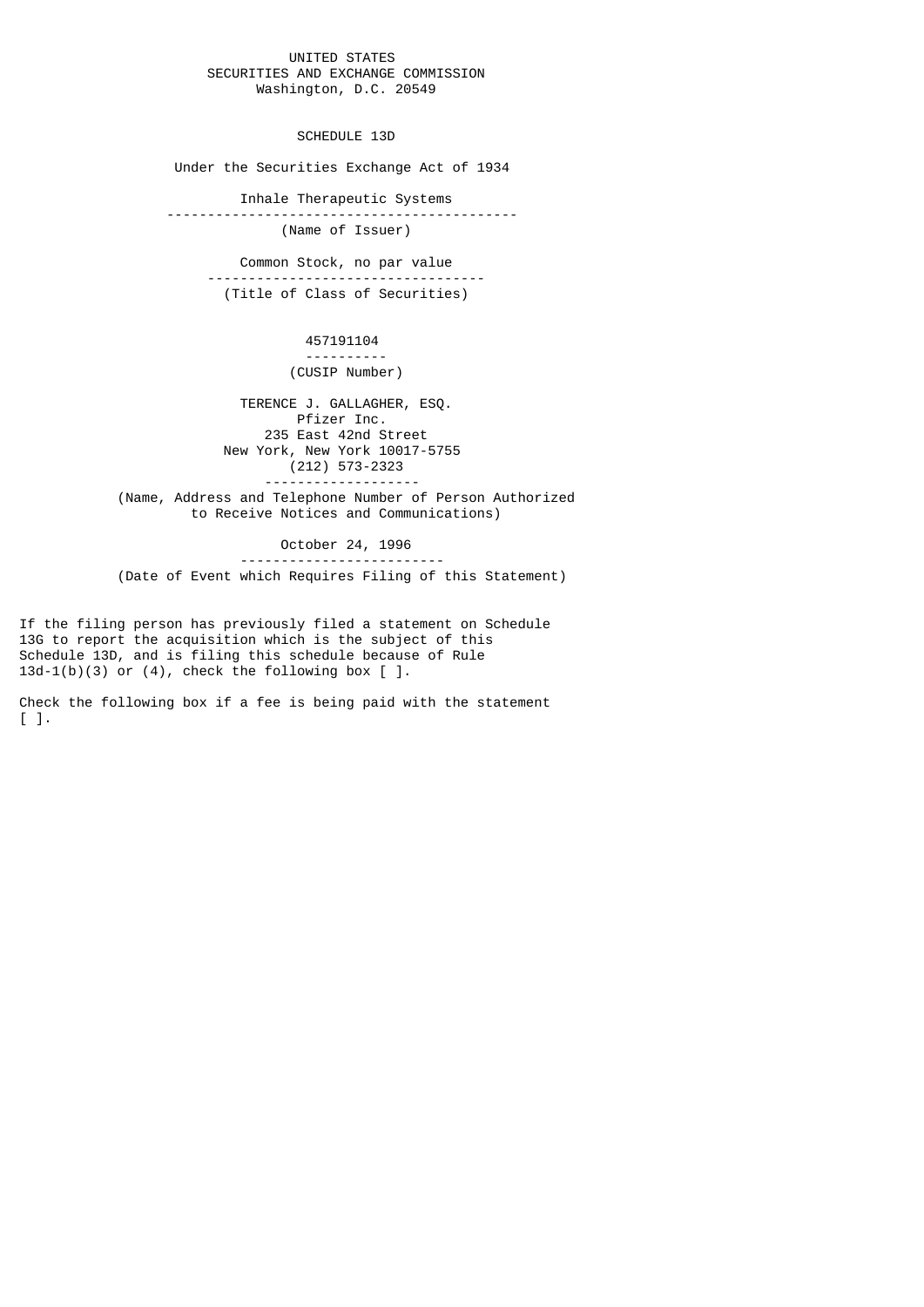UNITED STATES
SECURITIES AND EXCHANGE COMMISSION
Washington, D.C. 20549

SCHEDULE 13D

Under the Securities Exchange Act of 1934

Inhale Therapeutic Systems

(Name of Issuer)

Common Stock, no par value

(Title of Class of Securities)

457191104

(CUSIP Number)

TERENCE J. GALLAGHER, ESQ.
Pfizer Inc.
235 East 42nd Street
New York, New York 10017-5755
(212) 573-2323

(Name, Address and Telephone Number of Person Authorized to Receive Notices and Communications)

October 24, 1996

(Date of Event which Requires Filing of this Statement)

If the filing person has previously filed a statement on Schedule 13G to report the acquisition which is the subject of this Schedule 13D, and is filing this schedule because of Rule 13d-1(b)(3) or (4), check the following box [ ].

Check the following box if a fee is being paid with the statement [ ].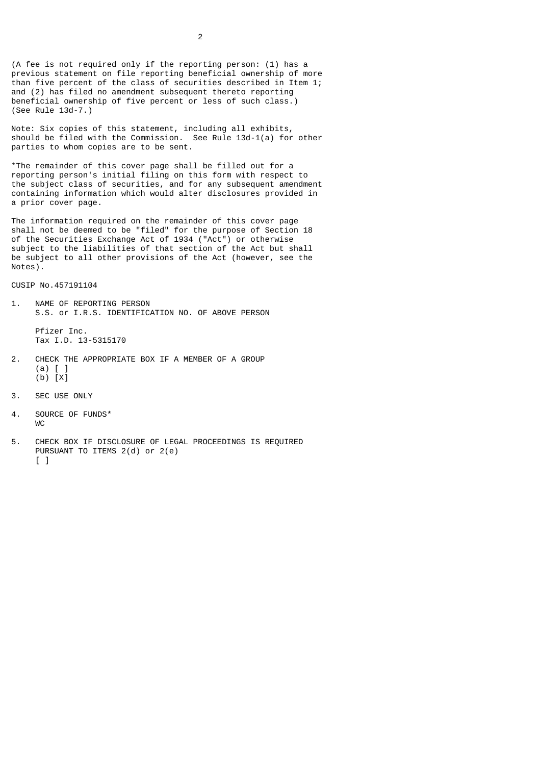(A fee is not required only if the reporting person: (1) has a previous statement on file reporting beneficial ownership of more than five percent of the class of securities described in Item 1; and (2) has filed no amendment subsequent thereto reporting beneficial ownership of five percent or less of such class.) (See Rule 13d-7.)

Note: Six copies of this statement, including all exhibits, should be filed with the Commission. See Rule 13d-1(a) for other parties to whom copies are to be sent.

*The remainder of this cover page shall be filled out for a reporting person's initial filing on this form with respect to the subject class of securities, and for any subsequent amendment containing information which would alter disclosures provided in a prior cover page.

The information required on the remainder of this cover page shall not be deemed to be "filed" for the purpose of Section 18 of the Securities Exchange Act of 1934 ("Act") or otherwise subject to the liabilities of that section of the Act but shall be subject to all other provisions of the Act (however, see the Notes).

CUSIP No.457191104

1. NAME OF REPORTING PERSON
   S.S. or I.R.S. IDENTIFICATION NO. OF ABOVE PERSON

   Pfizer Inc.
   Tax I.D. 13-5315170

2. CHECK THE APPROPRIATE BOX IF A MEMBER OF A GROUP
   (a) [ ]
   (b) [X]

3. SEC USE ONLY

4. SOURCE OF FUNDS*
   WC

5. CHECK BOX IF DISCLOSURE OF LEGAL PROCEEDINGS IS REQUIRED PURSUANT TO ITEMS 2(d) or 2(e)
   [ ]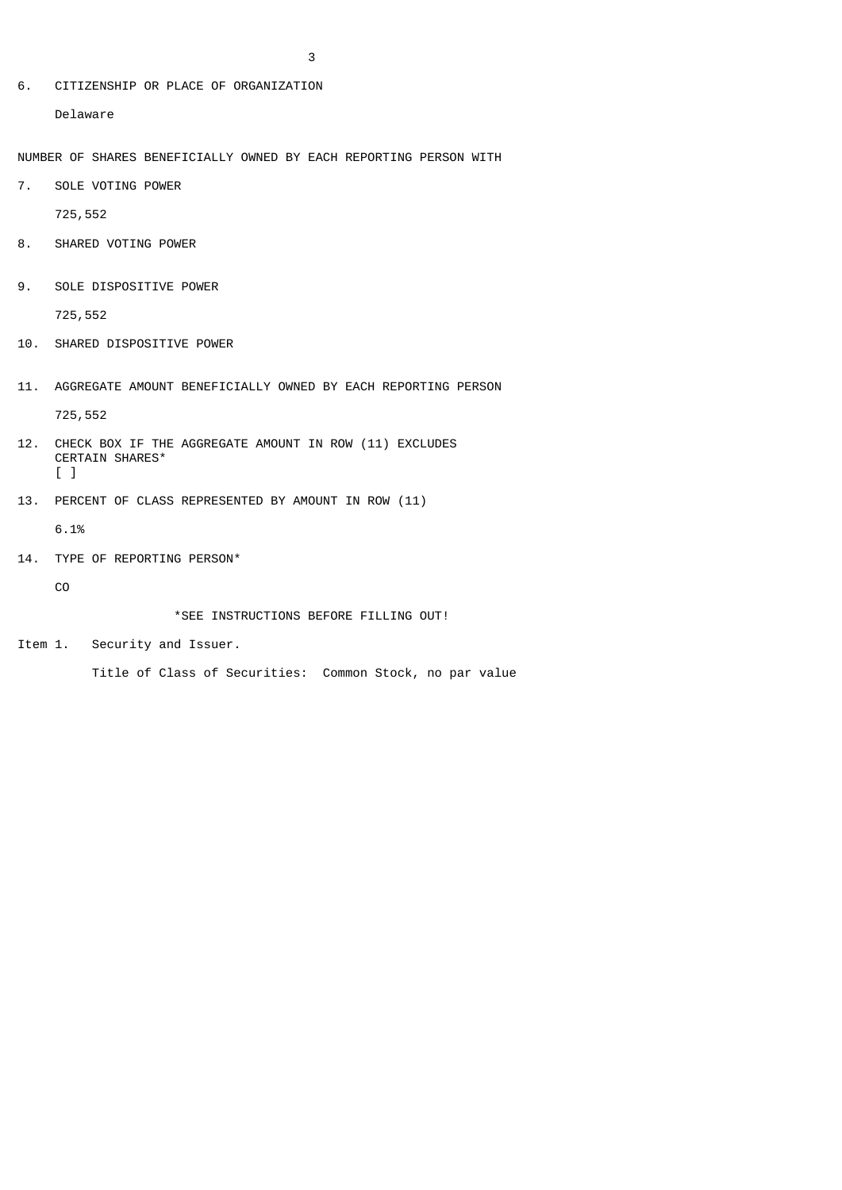6. CITIZENSHIP OR PLACE OF ORGANIZATION

   Delaware

NUMBER OF SHARES BENEFICIALLY OWNED BY EACH REPORTING PERSON WITH

7. SOLE VOTING POWER

   725,552

8. SHARED VOTING POWER

9. SOLE DISPOSITIVE POWER

   725,552

10. SHARED DISPOSITIVE POWER

11. AGGREGATE AMOUNT BENEFICIALLY OWNED BY EACH REPORTING PERSON

    725,552

12. CHECK BOX IF THE AGGREGATE AMOUNT IN ROW (11) EXCLUDES CERTAIN SHARES*
    [ ]

13. PERCENT OF CLASS REPRESENTED BY AMOUNT IN ROW (11)

    6.1%

14. TYPE OF REPORTING PERSON*

    CO

*SEE INSTRUCTIONS BEFORE FILLING OUT!

Item 1. Security and Issuer.

Title of Class of Securities: Common Stock, no par value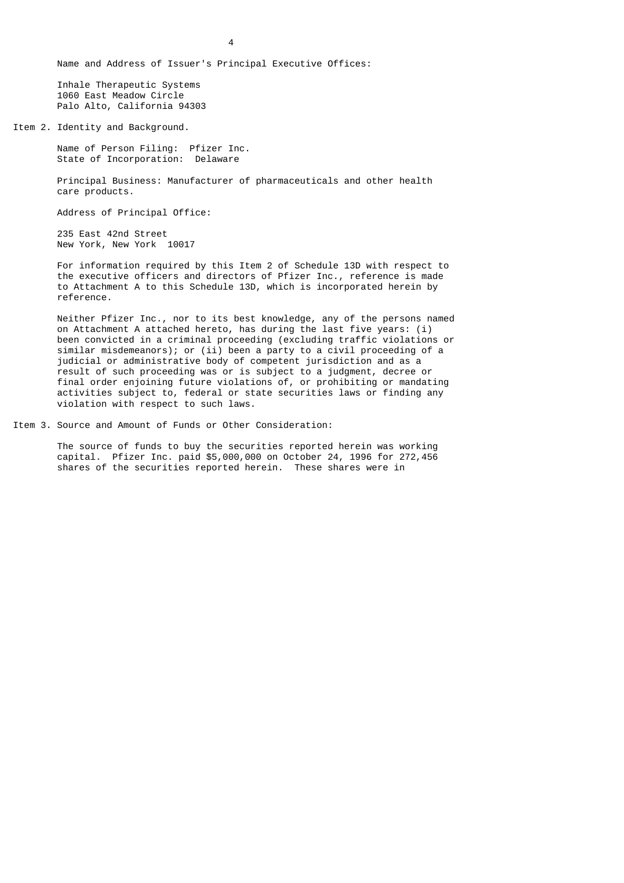Name and Address of Issuer's Principal Executive Offices:

Inhale Therapeutic Systems
1060 East Meadow Circle
Palo Alto, California 94303

Item 2. Identity and Background.

Name of Person Filing: Pfizer Inc.
State of Incorporation: Delaware

Principal Business: Manufacturer of pharmaceuticals and other health care products.

Address of Principal Office:

235 East 42nd Street
New York, New York 10017

For information required by this Item 2 of Schedule 13D with respect to the executive officers and directors of Pfizer Inc., reference is made to Attachment A to this Schedule 13D, which is incorporated herein by reference.

Neither Pfizer Inc., nor to its best knowledge, any of the persons named on Attachment A attached hereto, has during the last five years: (i) been convicted in a criminal proceeding (excluding traffic violations or similar misdemeanors); or (ii) been a party to a civil proceeding of a judicial or administrative body of competent jurisdiction and as a result of such proceeding was or is subject to a judgment, decree or final order enjoining future violations of, or prohibiting or mandating activities subject to, federal or state securities laws or finding any violation with respect to such laws.

Item 3. Source and Amount of Funds or Other Consideration:

The source of funds to buy the securities reported herein was working capital. Pfizer Inc. paid $5,000,000 on October 24, 1996 for 272,456 shares of the securities reported herein. These shares were in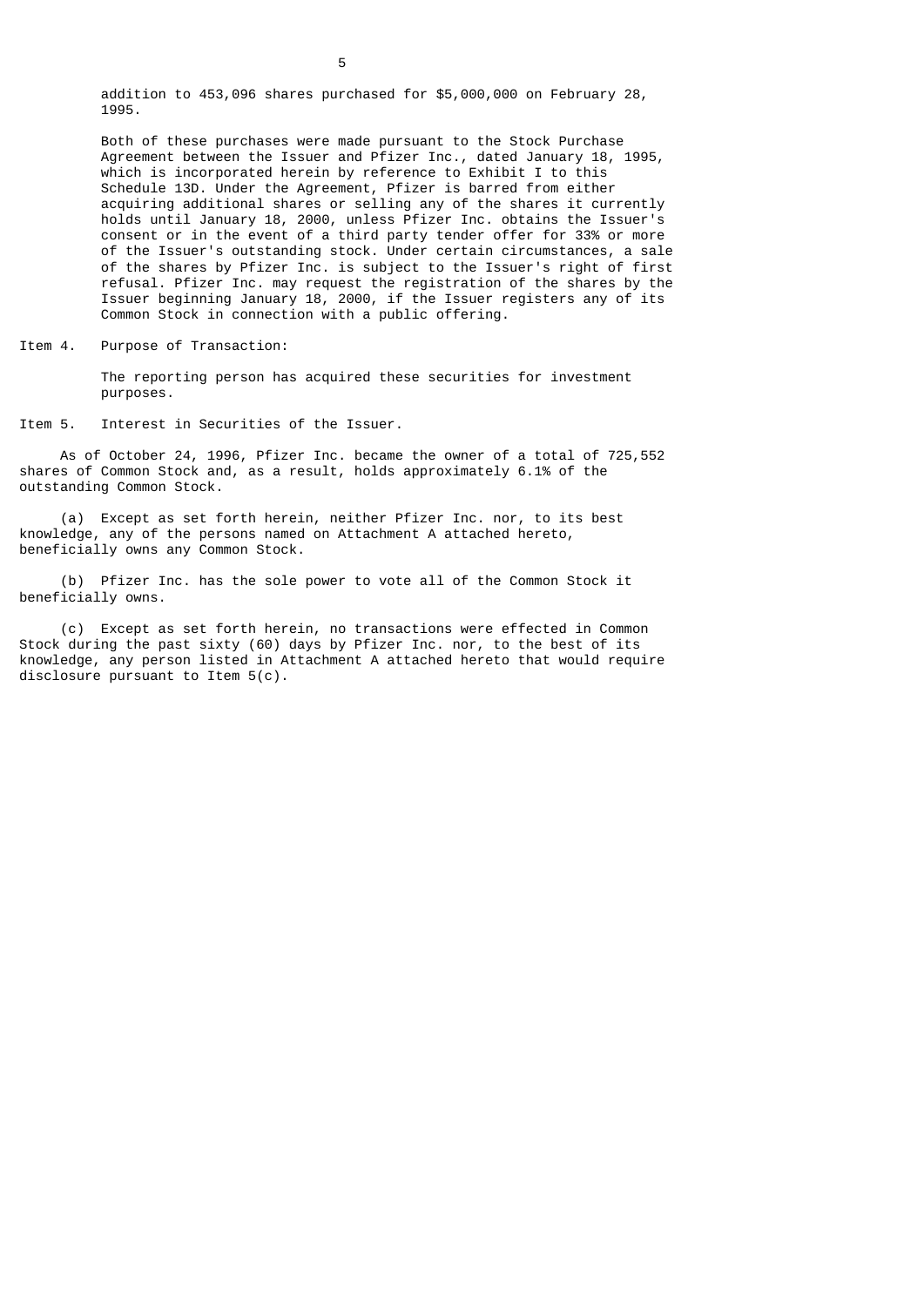addition to 453,096 shares purchased for $5,000,000 on February 28, 1995.

Both of these purchases were made pursuant to the Stock Purchase Agreement between the Issuer and Pfizer Inc., dated January 18, 1995, which is incorporated herein by reference to Exhibit I to this Schedule 13D. Under the Agreement, Pfizer is barred from either acquiring additional shares or selling any of the shares it currently holds until January 18, 2000, unless Pfizer Inc. obtains the Issuer's consent or in the event of a third party tender offer for 33% or more of the Issuer's outstanding stock. Under certain circumstances, a sale of the shares by Pfizer Inc. is subject to the Issuer's right of first refusal. Pfizer Inc. may request the registration of the shares by the Issuer beginning January 18, 2000, if the Issuer registers any of its Common Stock in connection with a public offering.

Item 4. Purpose of Transaction:

The reporting person has acquired these securities for investment purposes.

Item 5. Interest in Securities of the Issuer.

As of October 24, 1996, Pfizer Inc. became the owner of a total of 725,552 shares of Common Stock and, as a result, holds approximately 6.1% of the outstanding Common Stock.

(a) Except as set forth herein, neither Pfizer Inc. nor, to its best knowledge, any of the persons named on Attachment A attached hereto, beneficially owns any Common Stock.

(b) Pfizer Inc. has the sole power to vote all of the Common Stock it beneficially owns.

(c) Except as set forth herein, no transactions were effected in Common Stock during the past sixty (60) days by Pfizer Inc. nor, to the best of its knowledge, any person listed in Attachment A attached hereto that would require disclosure pursuant to Item 5(c).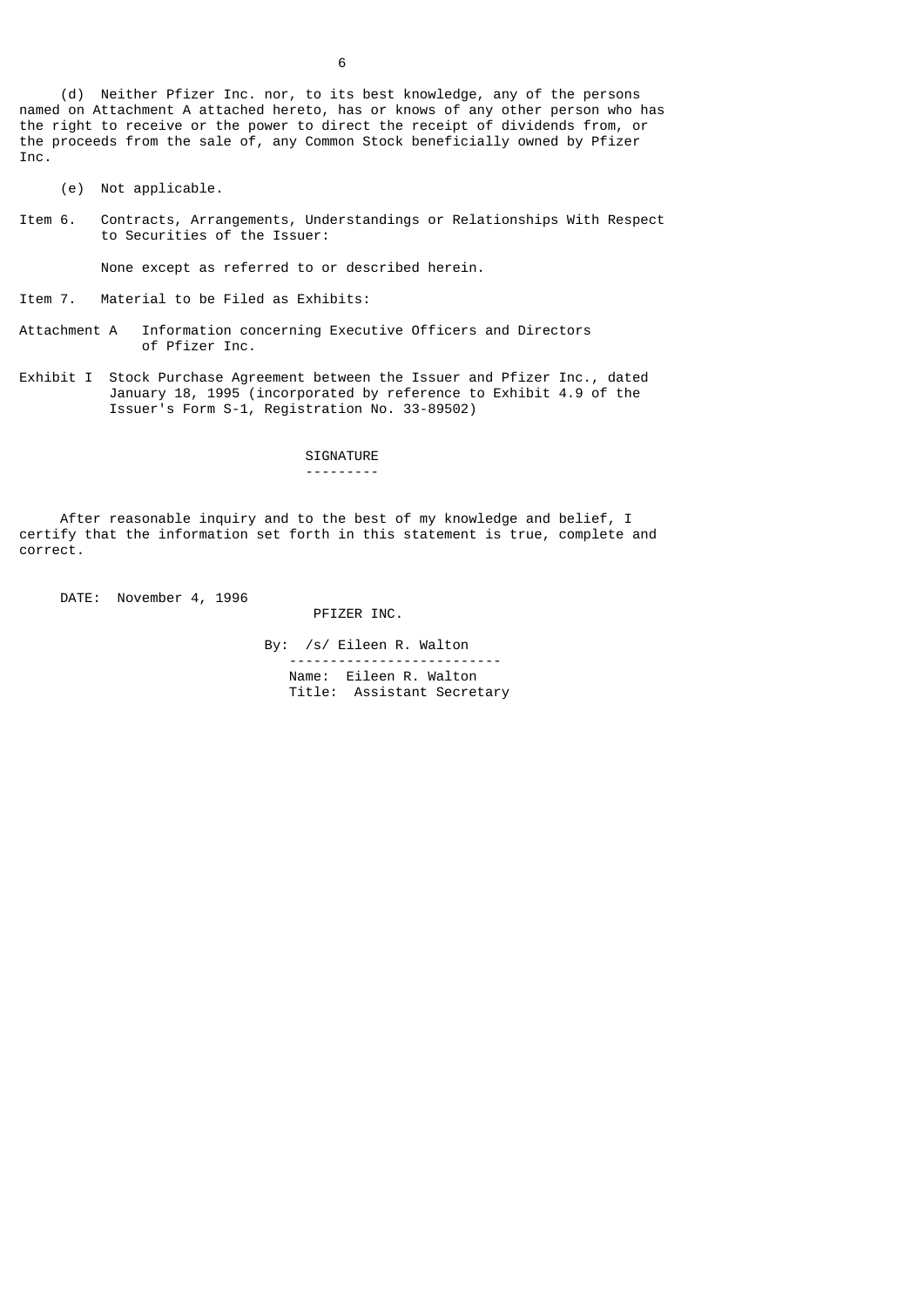(d) Neither Pfizer Inc. nor, to its best knowledge, any of the persons named on Attachment A attached hereto, has or knows of any other person who has the right to receive or the power to direct the receipt of dividends from, or the proceeds from the sale of, any Common Stock beneficially owned by Pfizer Inc.

(e) Not applicable.

Item 6. Contracts, Arrangements, Understandings or Relationships With Respect to Securities of the Issuer:

None except as referred to or described herein.

Item 7. Material to be Filed as Exhibits:

Attachment A Information concerning Executive Officers and Directors of Pfizer Inc.

Exhibit I Stock Purchase Agreement between the Issuer and Pfizer Inc., dated January 18, 1995 (incorporated by reference to Exhibit 4.9 of the Issuer's Form S-1, Registration No. 33-89502)

## SIGNATURE

After reasonable inquiry and to the best of my knowledge and belief, I certify that the information set forth in this statement is true, complete and correct.

DATE: November 4, 1996

PFIZER INC.

By: /s/ Eileen R. Walton

Name: Eileen R. Walton
Title: Assistant Secretary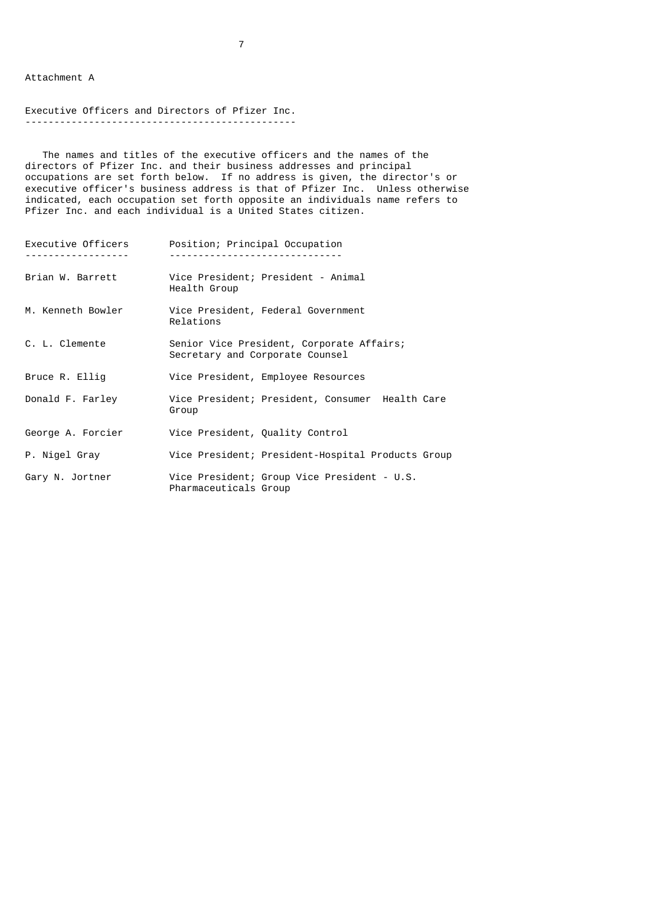Attachment A

## Executive Officers and Directors of Pfizer Inc.

The names and titles of the executive officers and the names of the directors of Pfizer Inc. and their business addresses and principal occupations are set forth below. If no address is given, the director's or executive officer's business address is that of Pfizer Inc. Unless otherwise indicated, each occupation set forth opposite an individuals name refers to Pfizer Inc. and each individual is a United States citizen.

| Executive Officers | Position; Principal Occupation |
|---|---|
| Brian W. Barrett | Vice President; President - Animal Health Group |
| M. Kenneth Bowler | Vice President, Federal Government Relations |
| C. L. Clemente | Senior Vice President, Corporate Affairs; Secretary and Corporate Counsel |
| Bruce R. Ellig | Vice President, Employee Resources |
| Donald F. Farley | Vice President; President, Consumer Health Care Group |
| George A. Forcier | Vice President, Quality Control |
| P. Nigel Gray | Vice President; President-Hospital Products Group |
| Gary N. Jortner | Vice President; Group Vice President - U.S. Pharmaceuticals Group |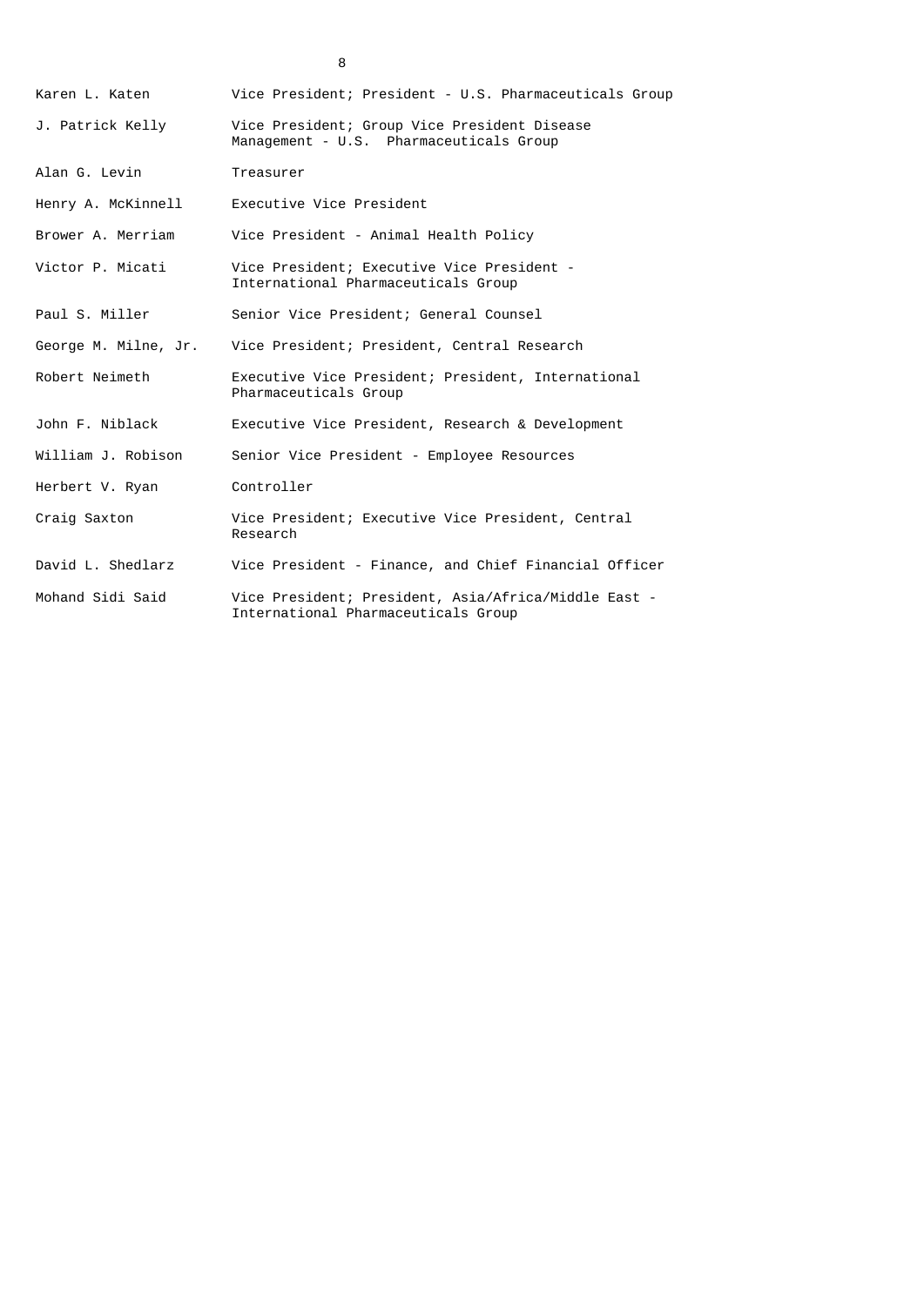| | |
|---|---|
| Karen L. Katen | Vice President; President - U.S. Pharmaceuticals Group |
| J. Patrick Kelly | Vice President; Group Vice President Disease Management - U.S. Pharmaceuticals Group |
| Alan G. Levin | Treasurer |
| Henry A. McKinnell | Executive Vice President |
| Brower A. Merriam | Vice President - Animal Health Policy |
| Victor P. Micati | Vice President; Executive Vice President - International Pharmaceuticals Group |
| Paul S. Miller | Senior Vice President; General Counsel |
| George M. Milne, Jr. | Vice President; President, Central Research |
| Robert Neimeth | Executive Vice President; President, International Pharmaceuticals Group |
| John F. Niblack | Executive Vice President, Research & Development |
| William J. Robison | Senior Vice President - Employee Resources |
| Herbert V. Ryan | Controller |
| Craig Saxton | Vice President; Executive Vice President, Central Research |
| David L. Shedlarz | Vice President - Finance, and Chief Financial Officer |
| Mohand Sidi Said | Vice President; President, Asia/Africa/Middle East - International Pharmaceuticals Group |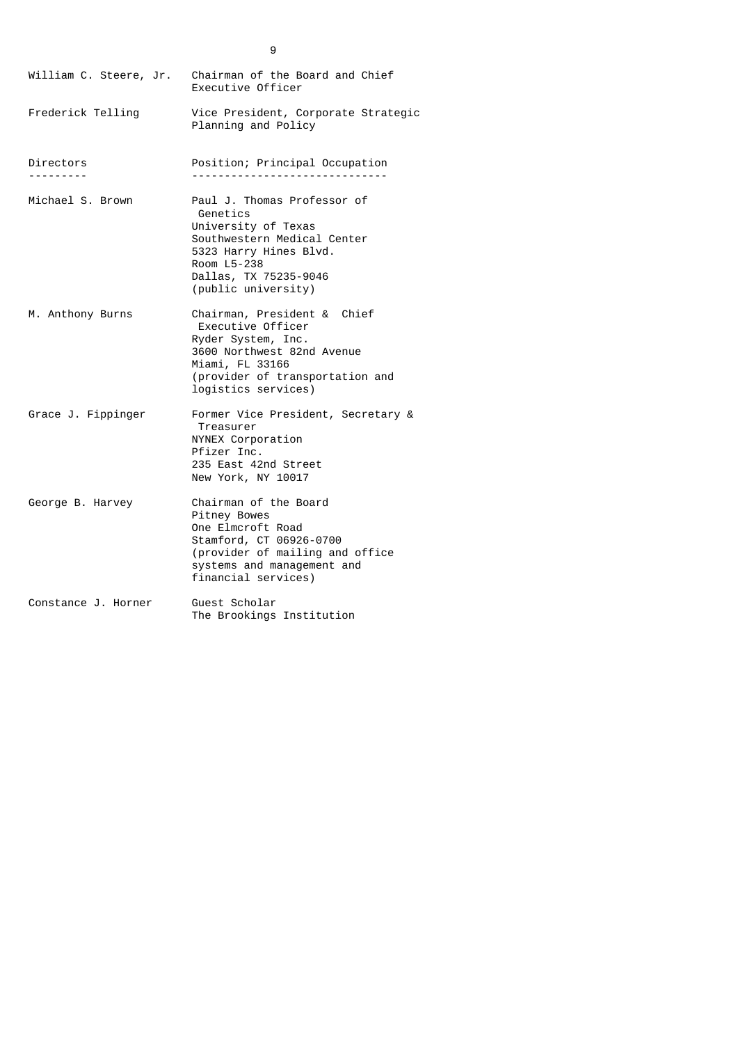| | |
|---|---|
| William C. Steere, Jr. | Chairman of the Board and Chief Executive Officer |
| Frederick Telling | Vice President, Corporate Strategic Planning and Policy |

| Directors | Position; Principal Occupation |
|---|---|
| Michael S. Brown | Paul J. Thomas Professor of Genetics<br>University of Texas<br>Southwestern Medical Center<br>5323 Harry Hines Blvd.<br>Room L5-238<br>Dallas, TX 75235-9046<br>(public university) |
| M. Anthony Burns | Chairman, President & Chief Executive Officer<br>Ryder System, Inc.<br>3600 Northwest 82nd Avenue<br>Miami, FL 33166<br>(provider of transportation and logistics services) |
| Grace J. Fippinger | Former Vice President, Secretary & Treasurer<br>NYNEX Corporation<br>Pfizer Inc.<br>235 East 42nd Street<br>New York, NY 10017 |
| George B. Harvey | Chairman of the Board<br>Pitney Bowes<br>One Elmcroft Road<br>Stamford, CT 06926-0700<br>(provider of mailing and office systems and management and financial services) |
| Constance J. Horner | Guest Scholar<br>The Brookings Institution |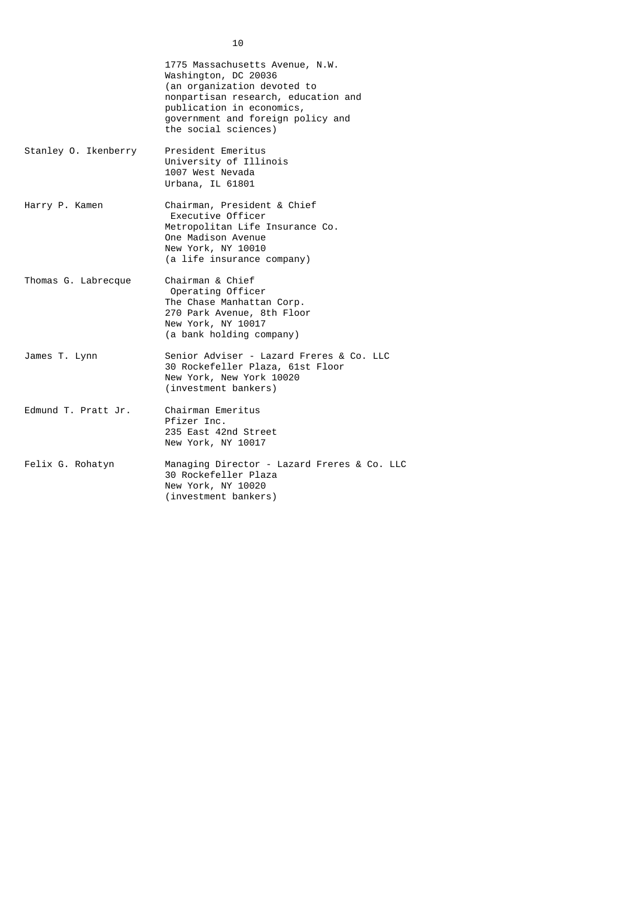| | |
|---|---|
| | 1775 Massachusetts Avenue, N.W.<br>Washington, DC 20036<br>(an organization devoted to nonpartisan research, education and publication in economics, government and foreign policy and the social sciences) |
| Stanley O. Ikenberry | President Emeritus<br>University of Illinois<br>1007 West Nevada<br>Urbana, IL 61801 |
| Harry P. Kamen | Chairman, President & Chief Executive Officer<br>Metropolitan Life Insurance Co.<br>One Madison Avenue<br>New York, NY 10010<br>(a life insurance company) |
| Thomas G. Labrecque | Chairman & Chief Operating Officer<br>The Chase Manhattan Corp.<br>270 Park Avenue, 8th Floor<br>New York, NY 10017<br>(a bank holding company) |
| James T. Lynn | Senior Adviser - Lazard Freres & Co. LLC<br>30 Rockefeller Plaza, 61st Floor<br>New York, New York 10020<br>(investment bankers) |
| Edmund T. Pratt Jr. | Chairman Emeritus<br>Pfizer Inc.<br>235 East 42nd Street<br>New York, NY 10017 |
| Felix G. Rohatyn | Managing Director - Lazard Freres & Co. LLC<br>30 Rockefeller Plaza<br>New York, NY 10020<br>(investment bankers) |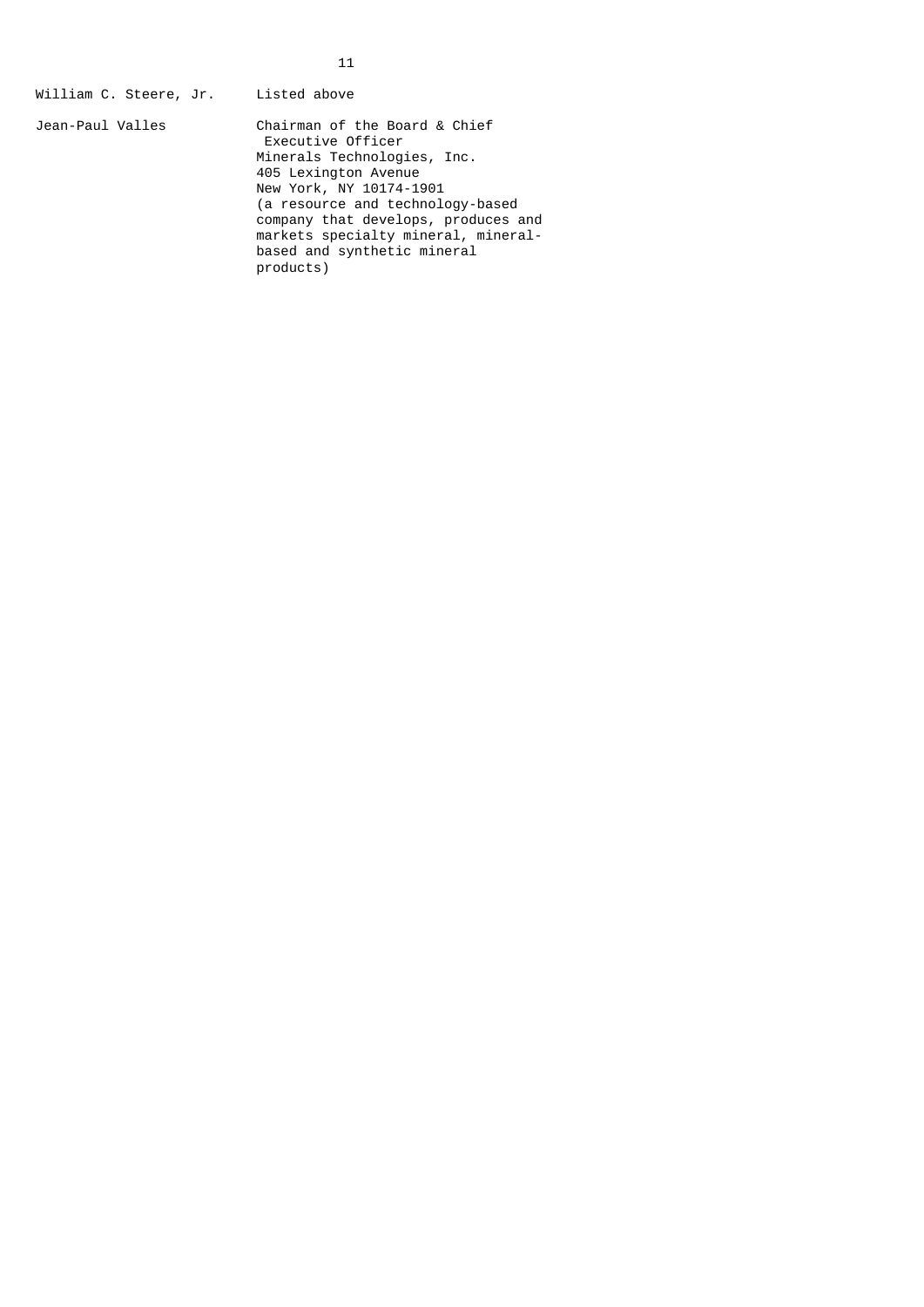| | |
|---|---|
| William C. Steere, Jr. | Listed above |
| Jean-Paul Valles | Chairman of the Board & Chief Executive Officer<br>Minerals Technologies, Inc.<br>405 Lexington Avenue<br>New York, NY 10174-1901<br>(a resource and technology-based company that develops, produces and markets specialty mineral, mineral-based and synthetic mineral products) |